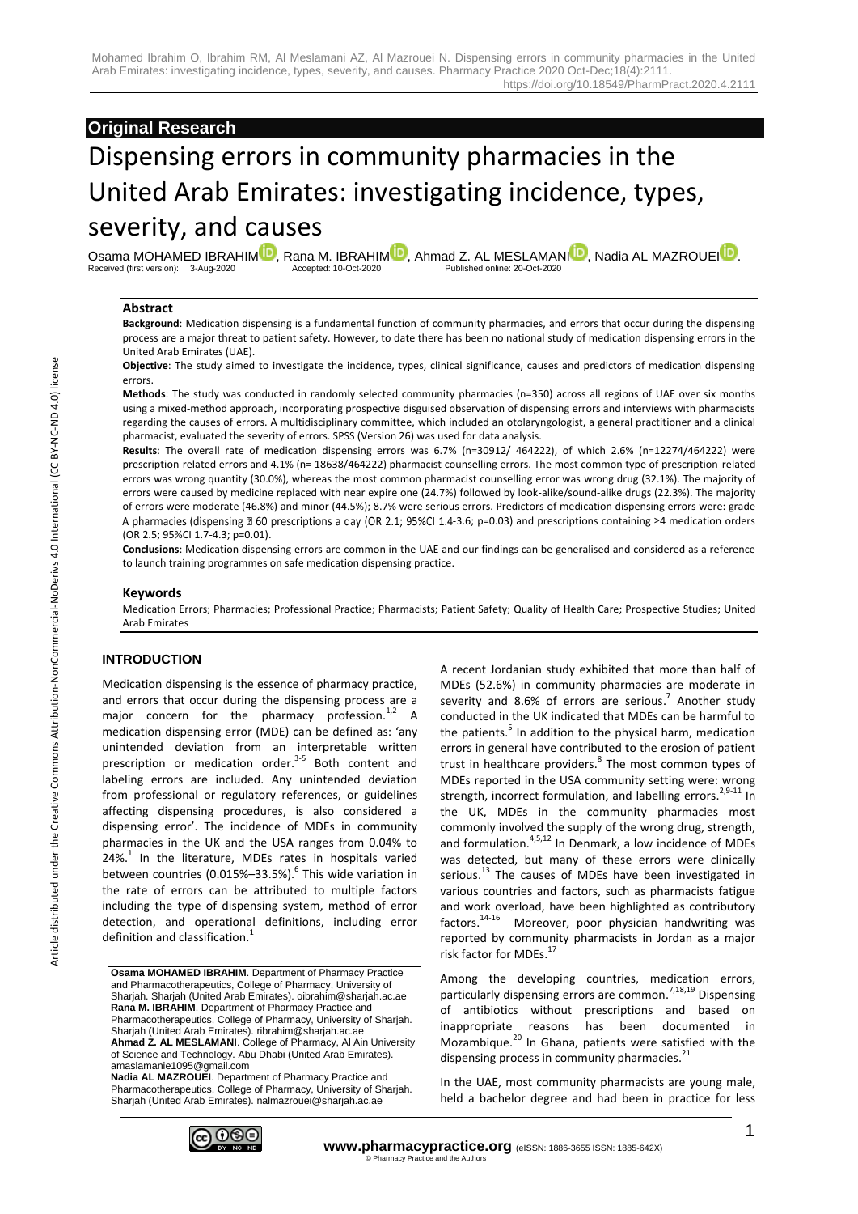## Original Research

# Dispensing errors in community pharmacies in the United Arab Emirates: investigating incidence, types, severity, and causes

Osama MOHAMED IBRAHIM, Rana M. IBRAHIM, Ahmad Z. AL MESLAMANI, Nadia AL MAZROUEI.

Received (first version): 3-Aug-2020 Accepted: 10-Oct-2020 Published online: 20-Oct-2020

### Abstract

**Background**: Medication dispensing is a fundamental function of community pharmacies, and errors that occur during the dispensing process are a major threat to patient safety. However, to date there has been no national study of medication dispensing errors in the United Arab Emirates (UAE).

**Objective**: The study aimed to investigate the incidence, types, clinical significance, causes and predictors of medication dispensing errors.

**Methods**: The study was conducted in randomly selected community pharmacies (n=350) across all regions of UAE over six months using a mixed-method approach, incorporating prospective disguised observation of dispensing errors and interviews with pharmacists regarding the causes of errors. A multidisciplinary committee, which included an otolaryngologist, a general practitioner and a clinical pharmacist, evaluated the severity of errors. SPSS (Version 26) was used for data analysis.

**Results**: The overall rate of medication dispensing errors was 6.7% (n=30912/ 464222), of which 2.6% (n=12274/464222) were prescription-related errors and 4.1% (n= 18638/464222) pharmacist counselling errors. The most common type of prescription-related errors was wrong quantity (30.0%), whereas the most common pharmacist counselling error was wrong drug (32.1%). The majority of errors were caused by medicine replaced with near expire one (24.7%) followed by look-alike/sound-alike drugs (22.3%). The majority of errors were moderate (46.8%) and minor (44.5%); 8.7% were serious errors. Predictors of medication dispensing errors were: grade A pharmacies (dispensing ≥ 60 prescriptions a day (OR 2.1; 95%CI 1.4-3.6; p=0.03) and prescriptions containing ≥4 medication orders (OR 2.5; 95%CI 1.7-4.3; p=0.01).

**Conclusions**: Medication dispensing errors are common in the UAE and our findings can be generalised and considered as a reference to launch training programmes on safe medication dispensing practice.

### Keywords

Medication Errors; Pharmacies; Professional Practice; Pharmacists; Patient Safety; Quality of Health Care; Prospective Studies; United Arab Emirates

## INTRODUCTION

Medication dispensing is the essence of pharmacy practice, and errors that occur during the dispensing process are a major concern for the pharmacy profession.[1,2] A medication dispensing error (MDE) can be defined as: 'any unintended deviation from an interpretable written prescription or medication order.[3-5] Both content and labeling errors are included. Any unintended deviation from professional or regulatory references, or guidelines affecting dispensing procedures, is also considered a dispensing error'. The incidence of MDEs in community pharmacies in the UK and the USA ranges from 0.04% to 24%.[1] In the literature, MDEs rates in hospitals varied between countries (0.015%–33.5%).[6] This wide variation in the rate of errors can be attributed to multiple factors including the type of dispensing system, method of error detection, and operational definitions, including error definition and classification.[1]

A recent Jordanian study exhibited that more than half of MDEs (52.6%) in community pharmacies are moderate in severity and 8.6% of errors are serious.[7] Another study conducted in the UK indicated that MDEs can be harmful to the patients.[5] In addition to the physical harm, medication errors in general have contributed to the erosion of patient trust in healthcare providers.[8] The most common types of MDEs reported in the USA community setting were: wrong strength, incorrect formulation, and labelling errors.[2,9-11] In the UK, MDEs in the community pharmacies most commonly involved the supply of the wrong drug, strength, and formulation.[4,5,12] In Denmark, a low incidence of MDEs was detected, but many of these errors were clinically serious.[13] The causes of MDEs have been investigated in various countries and factors, such as pharmacists fatigue and work overload, have been highlighted as contributory factors.[14-16] Moreover, poor physician handwriting was reported by community pharmacists in Jordan as a major risk factor for MDEs.[17]

Among the developing countries, medication errors, particularly dispensing errors are common.[7,18,19] Dispensing of antibiotics without prescriptions and based on inappropriate reasons has been documented in Mozambique.[20] In Ghana, patients were satisfied with the dispensing process in community pharmacies.[21]

In the UAE, most community pharmacists are young male, held a bachelor degree and had been in practice for less

**Osama MOHAMED IBRAHIM**. Department of Pharmacy Practice and Pharmacotherapeutics, College of Pharmacy, University of Sharjah. Sharjah (United Arab Emirates). oibrahim@sharjah.ac.ae
**Rana M. IBRAHIM**. Department of Pharmacy Practice and Pharmacotherapeutics, College of Pharmacy, University of Sharjah. Sharjah (United Arab Emirates). ribrahim@sharjah.ac.ae
**Ahmad Z. AL MESLAMANI**. College of Pharmacy, Al Ain University of Science and Technology. Abu Dhabi (United Arab Emirates). amaslamanie1095@gmail.com
**Nadia AL MAZROUEI**. Department of Pharmacy Practice and Pharmacotherapeutics, College of Pharmacy, University of Sharjah. Sharjah (United Arab Emirates). nalmazrouei@sharjah.ac.ae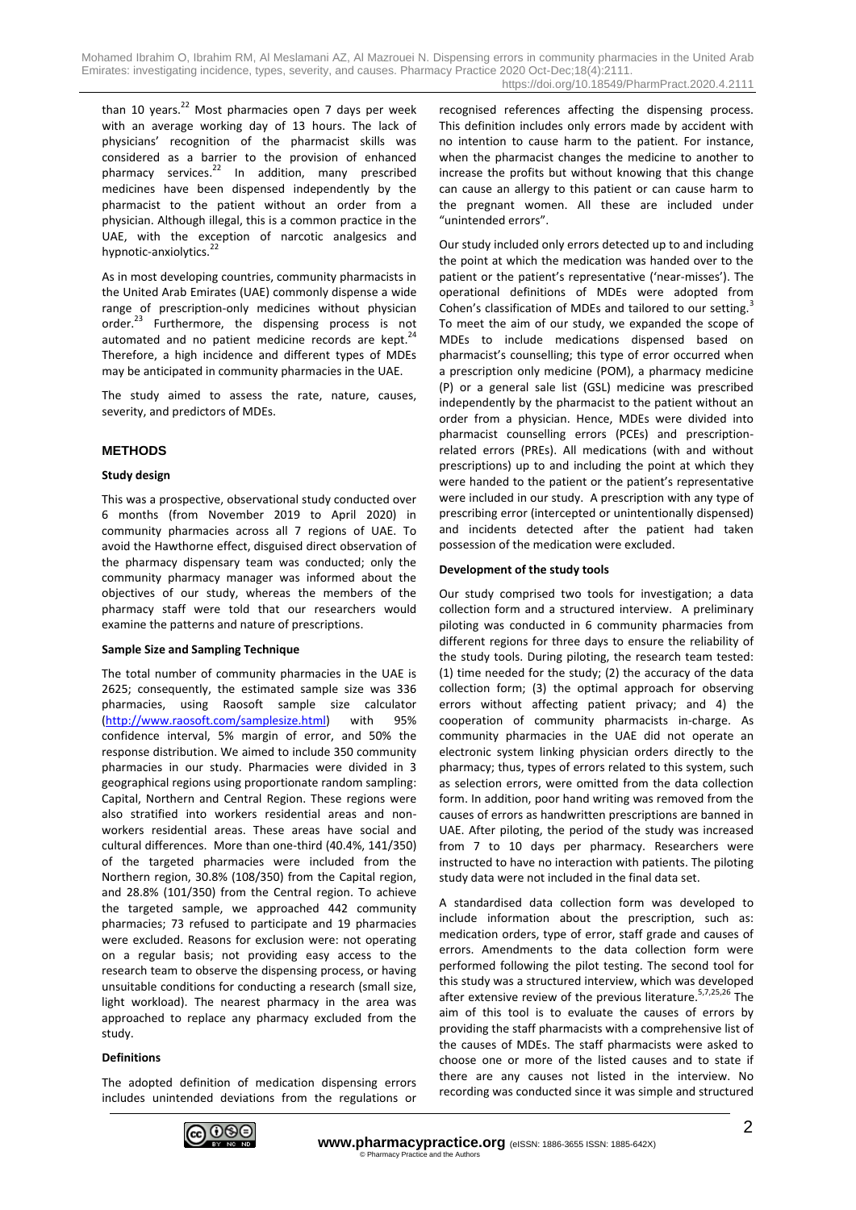than 10 years.[22] Most pharmacies open 7 days per week with an average working day of 13 hours. The lack of physicians' recognition of the pharmacist skills was considered as a barrier to the provision of enhanced pharmacy services.[22] In addition, many prescribed medicines have been dispensed independently by the pharmacist to the patient without an order from a physician. Although illegal, this is a common practice in the UAE, with the exception of narcotic analgesics and hypnotic-anxiolytics.[22]

As in most developing countries, community pharmacists in the United Arab Emirates (UAE) commonly dispense a wide range of prescription-only medicines without physician order.[23] Furthermore, the dispensing process is not automated and no patient medicine records are kept.[24] Therefore, a high incidence and different types of MDEs may be anticipated in community pharmacies in the UAE.

The study aimed to assess the rate, nature, causes, severity, and predictors of MDEs.

## METHODS

### Study design

This was a prospective, observational study conducted over 6 months (from November 2019 to April 2020) in community pharmacies across all 7 regions of UAE. To avoid the Hawthorne effect, disguised direct observation of the pharmacy dispensary team was conducted; only the community pharmacy manager was informed about the objectives of our study, whereas the members of the pharmacy staff were told that our researchers would examine the patterns and nature of prescriptions.

### Sample Size and Sampling Technique

The total number of community pharmacies in the UAE is 2625; consequently, the estimated sample size was 336 pharmacies, using Raosoft sample size calculator (http://www.raosoft.com/samplesize.html) with 95% confidence interval, 5% margin of error, and 50% the response distribution. We aimed to include 350 community pharmacies in our study. Pharmacies were divided in 3 geographical regions using proportionate random sampling: Capital, Northern and Central Region. These regions were also stratified into workers residential areas and non-workers residential areas. These areas have social and cultural differences. More than one-third (40.4%, 141/350) of the targeted pharmacies were included from the Northern region, 30.8% (108/350) from the Capital region, and 28.8% (101/350) from the Central region. To achieve the targeted sample, we approached 442 community pharmacies; 73 refused to participate and 19 pharmacies were excluded. Reasons for exclusion were: not operating on a regular basis; not providing easy access to the research team to observe the dispensing process, or having unsuitable conditions for conducting a research (small size, light workload). The nearest pharmacy in the area was approached to replace any pharmacy excluded from the study.

### Definitions

The adopted definition of medication dispensing errors includes unintended deviations from the regulations or recognised references affecting the dispensing process. This definition includes only errors made by accident with no intention to cause harm to the patient. For instance, when the pharmacist changes the medicine to another to increase the profits but without knowing that this change can cause an allergy to this patient or can cause harm to the pregnant women. All these are included under "unintended errors".

Our study included only errors detected up to and including the point at which the medication was handed over to the patient or the patient's representative ('near-misses'). The operational definitions of MDEs were adopted from Cohen's classification of MDEs and tailored to our setting.[3] To meet the aim of our study, we expanded the scope of MDEs to include medications dispensed based on pharmacist's counselling; this type of error occurred when a prescription only medicine (POM), a pharmacy medicine (P) or a general sale list (GSL) medicine was prescribed independently by the pharmacist to the patient without an order from a physician. Hence, MDEs were divided into pharmacist counselling errors (PCEs) and prescription-related errors (PREs). All medications (with and without prescriptions) up to and including the point at which they were handed to the patient or the patient's representative were included in our study. A prescription with any type of prescribing error (intercepted or unintentionally dispensed) and incidents detected after the patient had taken possession of the medication were excluded.

### Development of the study tools

Our study comprised two tools for investigation; a data collection form and a structured interview. A preliminary piloting was conducted in 6 community pharmacies from different regions for three days to ensure the reliability of the study tools. During piloting, the research team tested: (1) time needed for the study; (2) the accuracy of the data collection form; (3) the optimal approach for observing errors without affecting patient privacy; and 4) the cooperation of community pharmacists in-charge. As community pharmacies in the UAE did not operate an electronic system linking physician orders directly to the pharmacy; thus, types of errors related to this system, such as selection errors, were omitted from the data collection form. In addition, poor hand writing was removed from the causes of errors as handwritten prescriptions are banned in UAE. After piloting, the period of the study was increased from 7 to 10 days per pharmacy. Researchers were instructed to have no interaction with patients. The piloting study data were not included in the final data set.

A standardised data collection form was developed to include information about the prescription, such as: medication orders, type of error, staff grade and causes of errors. Amendments to the data collection form were performed following the pilot testing. The second tool for this study was a structured interview, which was developed after extensive review of the previous literature.[5,7,25,26] The aim of this tool is to evaluate the causes of errors by providing the staff pharmacists with a comprehensive list of the causes of MDEs. The staff pharmacists were asked to choose one or more of the listed causes and to state if there are any causes not listed in the interview. No recording was conducted since it was simple and structured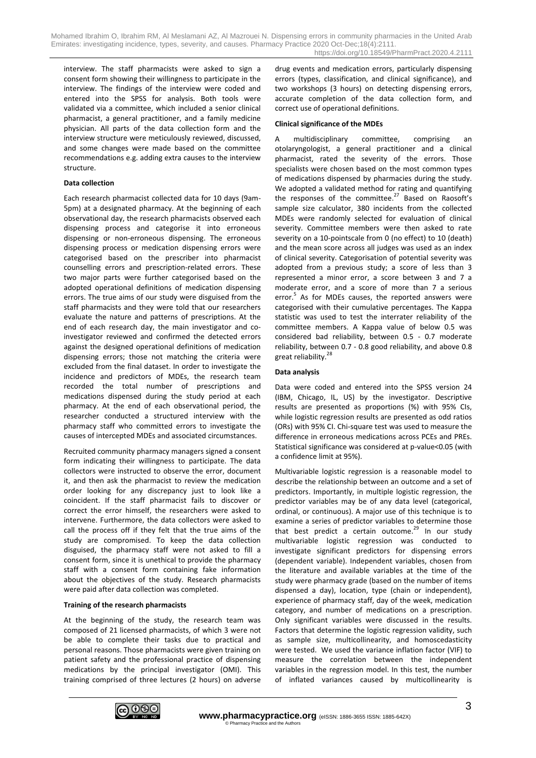interview. The staff pharmacists were asked to sign a consent form showing their willingness to participate in the interview. The findings of the interview were coded and entered into the SPSS for analysis. Both tools were validated via a committee, which included a senior clinical pharmacist, a general practitioner, and a family medicine physician. All parts of the data collection form and the interview structure were meticulously reviewed, discussed, and some changes were made based on the committee recommendations e.g. adding extra causes to the interview structure.

**Data collection**

Each research pharmacist collected data for 10 days (9am-5pm) at a designated pharmacy. At the beginning of each observational day, the research pharmacists observed each dispensing process and categorise it into erroneous dispensing or non-erroneous dispensing. The erroneous dispensing process or medication dispensing errors were categorised based on the prescriber into pharmacist counselling errors and prescription-related errors. These two major parts were further categorised based on the adopted operational definitions of medication dispensing errors. The true aims of our study were disguised from the staff pharmacists and they were told that our researchers evaluate the nature and patterns of prescriptions. At the end of each research day, the main investigator and co-investigator reviewed and confirmed the detected errors against the designed operational definitions of medication dispensing errors; those not matching the criteria were excluded from the final dataset. In order to investigate the incidence and predictors of MDEs, the research team recorded the total number of prescriptions and medications dispensed during the study period at each pharmacy. At the end of each observational period, the researcher conducted a structured interview with the pharmacy staff who committed errors to investigate the causes of intercepted MDEs and associated circumstances.

Recruited community pharmacy managers signed a consent form indicating their willingness to participate. The data collectors were instructed to observe the error, document it, and then ask the pharmacist to review the medication order looking for any discrepancy just to look like a coincident. If the staff pharmacist fails to discover or correct the error himself, the researchers were asked to intervene. Furthermore, the data collectors were asked to call the process off if they felt that the true aims of the study are compromised. To keep the data collection disguised, the pharmacy staff were not asked to fill a consent form, since it is unethical to provide the pharmacy staff with a consent form containing fake information about the objectives of the study. Research pharmacists were paid after data collection was completed.

**Training of the research pharmacists**

At the beginning of the study, the research team was composed of 21 licensed pharmacists, of which 3 were not be able to complete their tasks due to practical and personal reasons. Those pharmacists were given training on patient safety and the professional practice of dispensing medications by the principal investigator (OMI). This training comprised of three lectures (2 hours) on adverse drug events and medication errors, particularly dispensing errors (types, classification, and clinical significance), and two workshops (3 hours) on detecting dispensing errors, accurate completion of the data collection form, and correct use of operational definitions.

**Clinical significance of the MDEs**

A multidisciplinary committee, comprising an otolaryngologist, a general practitioner and a clinical pharmacist, rated the severity of the errors. Those specialists were chosen based on the most common types of medications dispensed by pharmacies during the study. We adopted a validated method for rating and quantifying the responses of the committee.[27] Based on Raosoft's sample size calculator, 380 incidents from the collected MDEs were randomly selected for evaluation of clinical severity. Committee members were then asked to rate severity on a 10-pointscale from 0 (no effect) to 10 (death) and the mean score across all judges was used as an index of clinical severity. Categorisation of potential severity was adopted from a previous study; a score of less than 3 represented a minor error, a score between 3 and 7 a moderate error, and a score of more than 7 a serious error.[5] As for MDEs causes, the reported answers were categorised with their cumulative percentages. The Kappa statistic was used to test the interrater reliability of the committee members. A Kappa value of below 0.5 was considered bad reliability, between 0.5 - 0.7 moderate reliability, between 0.7 - 0.8 good reliability, and above 0.8 great reliability.[28]

**Data analysis**

Data were coded and entered into the SPSS version 24 (IBM, Chicago, IL, US) by the investigator. Descriptive results are presented as proportions (%) with 95% CIs, while logistic regression results are presented as odd ratios (ORs) with 95% CI. Chi-square test was used to measure the difference in erroneous medications across PCEs and PREs. Statistical significance was considered at p-value<0.05 (with a confidence limit at 95%).

Multivariable logistic regression is a reasonable model to describe the relationship between an outcome and a set of predictors. Importantly, in multiple logistic regression, the predictor variables may be of any data level (categorical, ordinal, or continuous). A major use of this technique is to examine a series of predictor variables to determine those that best predict a certain outcome.[29] In our study multivariable logistic regression was conducted to investigate significant predictors for dispensing errors (dependent variable). Independent variables, chosen from the literature and available variables at the time of the study were pharmacy grade (based on the number of items dispensed a day), location, type (chain or independent), experience of pharmacy staff, day of the week, medication category, and number of medications on a prescription. Only significant variables were discussed in the results. Factors that determine the logistic regression validity, such as sample size, multicollinearity, and homoscedasticity were tested. We used the variance inflation factor (VIF) to measure the correlation between the independent variables in the regression model. In this test, the number of inflated variances caused by multicollinearity is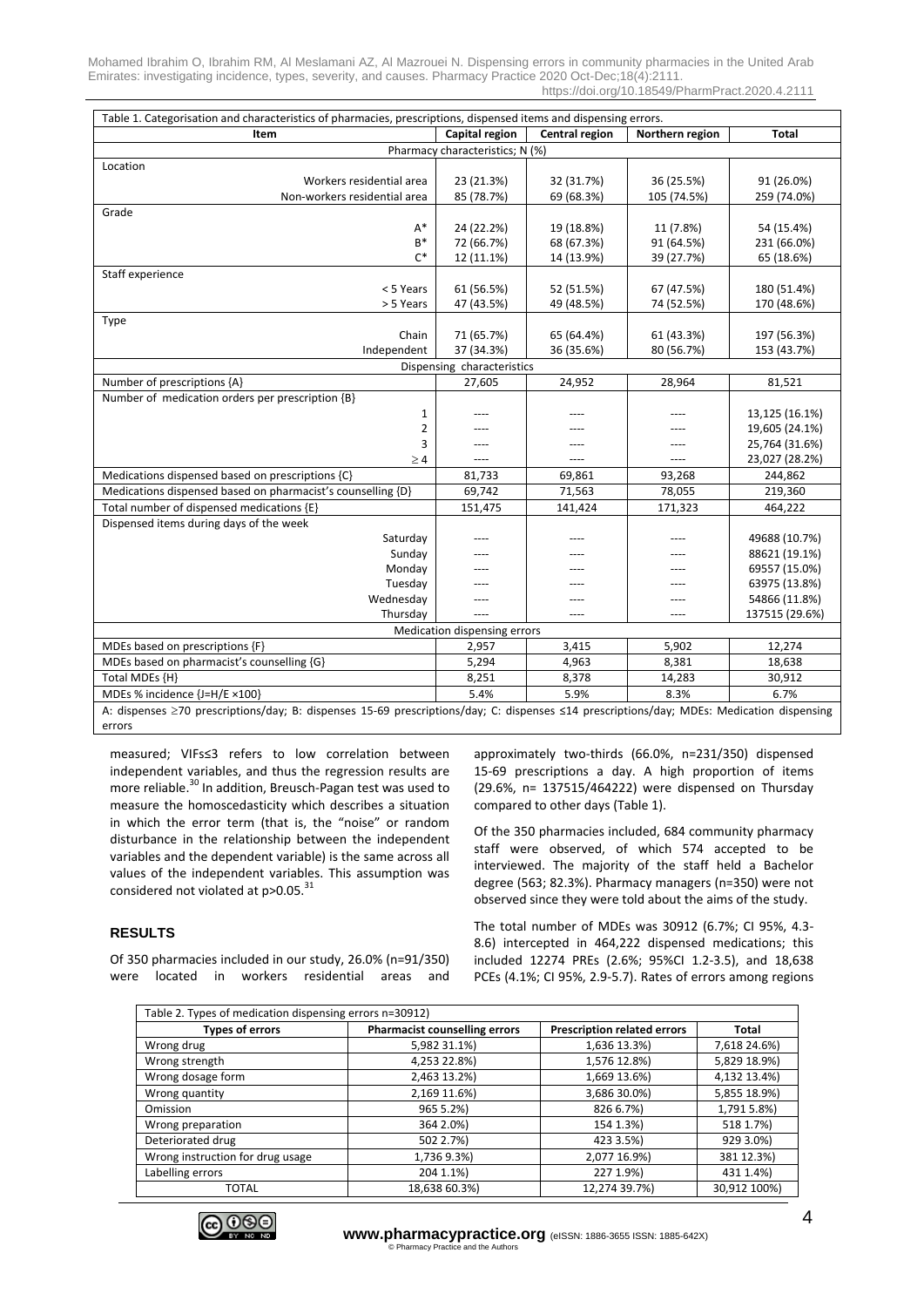| Table 1. Categorisation and characteristics of pharmacies, prescriptions, dispensed items and dispensing errors. | | | | |
|---|---|---|---|---|
| **Item** | **Capital region** | **Central region** | **Northern region** | **Total** |
| Pharmacy characteristics; N (%) | | | | |
| Location | | | | |
| Workers residential area | 23 (21.3%) | 32 (31.7%) | 36 (25.5%) | 91 (26.0%) |
| Non-workers residential area | 85 (78.7%) | 69 (68.3%) | 105 (74.5%) | 259 (74.0%) |
| Grade | | | | |
| A* | 24 (22.2%) | 19 (18.8%) | 11 (7.8%) | 54 (15.4%) |
| B* | 72 (66.7%) | 68 (67.3%) | 91 (64.5%) | 231 (66.0%) |
| C* | 12 (11.1%) | 14 (13.9%) | 39 (27.7%) | 65 (18.6%) |
| Staff experience | | | | |
| < 5 Years | 61 (56.5%) | 52 (51.5%) | 67 (47.5%) | 180 (51.4%) |
| > 5 Years | 47 (43.5%) | 49 (48.5%) | 74 (52.5%) | 170 (48.6%) |
| Type | | | | |
| Chain | 71 (65.7%) | 65 (64.4%) | 61 (43.3%) | 197 (56.3%) |
| Independent | 37 (34.3%) | 36 (35.6%) | 80 (56.7%) | 153 (43.7%) |
| Dispensing characteristics | | | | |
| Number of prescriptions {A} | 27,605 | 24,952 | 28,964 | 81,521 |
| Number of medication orders per prescription {B} | | | | |
| 1 | ---- | ---- | ---- | 13,125 (16.1%) |
| 2 | ---- | ---- | ---- | 19,605 (24.1%) |
| 3 | ---- | ---- | ---- | 25,764 (31.6%) |
| ≥ 4 | ---- | ---- | ---- | 23,027 (28.2%) |
| Medications dispensed based on prescriptions {C} | 81,733 | 69,861 | 93,268 | 244,862 |
| Medications dispensed based on pharmacist's counselling {D} | 69,742 | 71,563 | 78,055 | 219,360 |
| Total number of dispensed medications {E} | 151,475 | 141,424 | 171,323 | 464,222 |
| Dispensed items during days of the week | | | | |
| Saturday | ---- | ---- | ---- | 49688 (10.7%) |
| Sunday | ---- | ---- | ---- | 88621 (19.1%) |
| Monday | ---- | ---- | ---- | 69557 (15.0%) |
| Tuesday | ---- | ---- | ---- | 63975 (13.8%) |
| Wednesday | ---- | ---- | ---- | 54866 (11.8%) |
| Thursday | ---- | ---- | ---- | 137515 (29.6%) |
| Medication dispensing errors | | | | |
| MDEs based on prescriptions {F} | 2,957 | 3,415 | 5,902 | 12,274 |
| MDEs based on pharmacist's counselling {G} | 5,294 | 4,963 | 8,381 | 18,638 |
| Total MDEs {H} | 8,251 | 8,378 | 14,283 | 30,912 |
| MDEs % incidence {J=H/E ×100} | 5.4% | 5.9% | 8.3% | 6.7% |

A: dispenses ≥70 prescriptions/day; B: dispenses 15-69 prescriptions/day; C: dispenses ≤14 prescriptions/day; MDEs: Medication dispensing errors

measured; VIFs≤3 refers to low correlation between independent variables, and thus the regression results are more reliable.[30] In addition, Breusch-Pagan test was used to measure the homoscedasticity which describes a situation in which the error term (that is, the "noise" or random disturbance in the relationship between the independent variables and the dependent variable) is the same across all values of the independent variables. This assumption was considered not violated at p>0.05.[31]

## RESULTS

Of 350 pharmacies included in our study, 26.0% (n=91/350) were located in workers residential areas and approximately two-thirds (66.0%, n=231/350) dispensed 15-69 prescriptions a day. A high proportion of items (29.6%, n= 137515/464222) were dispensed on Thursday compared to other days (Table 1).

Of the 350 pharmacies included, 684 community pharmacy staff were observed, of which 574 accepted to be interviewed. The majority of the staff held a Bachelor degree (563; 82.3%). Pharmacy managers (n=350) were not observed since they were told about the aims of the study.

The total number of MDEs was 30912 (6.7%; CI 95%, 4.3-8.6) intercepted in 464,222 dispensed medications; this included 12274 PREs (2.6%; 95%CI 1.2-3.5), and 18,638 PCEs (4.1%; CI 95%, 2.9-5.7). Rates of errors among regions

| Table 2. Types of medication dispensing errors n=30912) | | | |
|---|---|---|---|
| **Types of errors** | **Pharmacist counselling errors** | **Prescription related errors** | **Total** |
| Wrong drug | 5,982 31.1%) | 1,636 13.3%) | 7,618 24.6%) |
| Wrong strength | 4,253 22.8%) | 1,576 12.8%) | 5,829 18.9%) |
| Wrong dosage form | 2,463 13.2%) | 1,669 13.6%) | 4,132 13.4%) |
| Wrong quantity | 2,169 11.6%) | 3,686 30.0%) | 5,855 18.9%) |
| Omission | 965 5.2%) | 826 6.7%) | 1,791 5.8%) |
| Wrong preparation | 364 2.0%) | 154 1.3%) | 518 1.7%) |
| Deteriorated drug | 502 2.7%) | 423 3.5%) | 929 3.0%) |
| Wrong instruction for drug usage | 1,736 9.3%) | 2,077 16.9%) | 381 12.3%) |
| Labelling errors | 204 1.1%) | 227 1.9%) | 431 1.4%) |
| TOTAL | 18,638 60.3%) | 12,274 39.7%) | 30,912 100%) |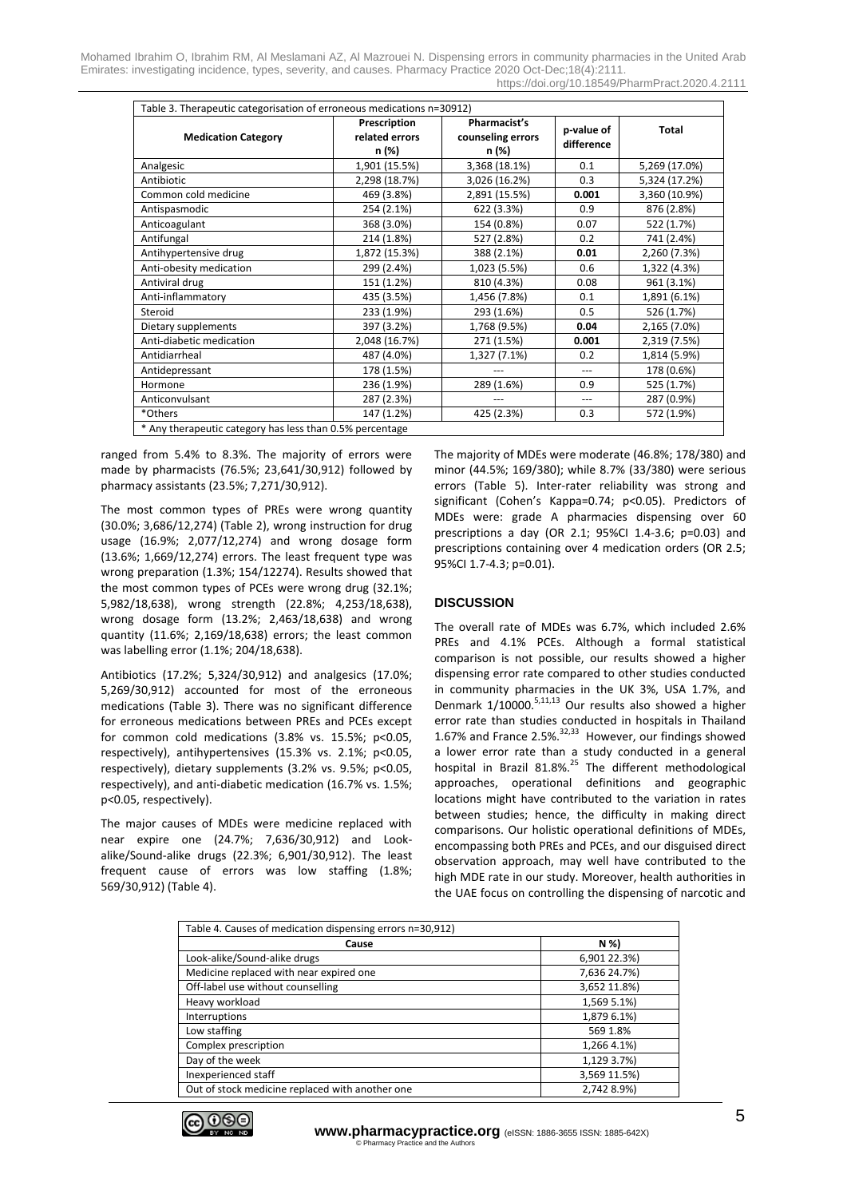| Table 3. Therapeutic categorisation of erroneous medications n=30912) | | | | |
|---|---|---|---|---|
| **Medication Category** | **Prescription related errors n (%)** | **Pharmacist's counseling errors n (%)** | **p-value of difference** | **Total** |
| Analgesic | 1,901 (15.5%) | 3,368 (18.1%) | 0.1 | 5,269 (17.0%) |
| Antibiotic | 2,298 (18.7%) | 3,026 (16.2%) | 0.3 | 5,324 (17.2%) |
| Common cold medicine | 469 (3.8%) | 2,891 (15.5%) | **0.001** | 3,360 (10.9%) |
| Antispasmodic | 254 (2.1%) | 622 (3.3%) | 0.9 | 876 (2.8%) |
| Anticoagulant | 368 (3.0%) | 154 (0.8%) | 0.07 | 522 (1.7%) |
| Antifungal | 214 (1.8%) | 527 (2.8%) | 0.2 | 741 (2.4%) |
| Antihypertensive drug | 1,872 (15.3%) | 388 (2.1%) | **0.01** | 2,260 (7.3%) |
| Anti-obesity medication | 299 (2.4%) | 1,023 (5.5%) | 0.6 | 1,322 (4.3%) |
| Antiviral drug | 151 (1.2%) | 810 (4.3%) | 0.08 | 961 (3.1%) |
| Anti-inflammatory | 435 (3.5%) | 1,456 (7.8%) | 0.1 | 1,891 (6.1%) |
| Steroid | 233 (1.9%) | 293 (1.6%) | 0.5 | 526 (1.7%) |
| Dietary supplements | 397 (3.2%) | 1,768 (9.5%) | **0.04** | 2,165 (7.0%) |
| Anti-diabetic medication | 2,048 (16.7%) | 271 (1.5%) | **0.001** | 2,319 (7.5%) |
| Antidiarrheal | 487 (4.0%) | 1,327 (7.1%) | 0.2 | 1,814 (5.9%) |
| Antidepressant | 178 (1.5%) | --- | --- | 178 (0.6%) |
| Hormone | 236 (1.9%) | 289 (1.6%) | 0.9 | 525 (1.7%) |
| Anticonvulsant | 287 (2.3%) | --- | --- | 287 (0.9%) |
| *Others | 147 (1.2%) | 425 (2.3%) | 0.3 | 572 (1.9%) |

* Any therapeutic category has less than 0.5% percentage

ranged from 5.4% to 8.3%. The majority of errors were made by pharmacists (76.5%; 23,641/30,912) followed by pharmacy assistants (23.5%; 7,271/30,912).

The most common types of PREs were wrong quantity (30.0%; 3,686/12,274) (Table 2), wrong instruction for drug usage (16.9%; 2,077/12,274) and wrong dosage form (13.6%; 1,669/12,274) errors. The least frequent type was wrong preparation (1.3%; 154/12274). Results showed that the most common types of PCEs were wrong drug (32.1%; 5,982/18,638), wrong strength (22.8%; 4,253/18,638), wrong dosage form (13.2%; 2,463/18,638) and wrong quantity (11.6%; 2,169/18,638) errors; the least common was labelling error (1.1%; 204/18,638).

Antibiotics (17.2%; 5,324/30,912) and analgesics (17.0%; 5,269/30,912) accounted for most of the erroneous medications (Table 3). There was no significant difference for erroneous medications between PREs and PCEs except for common cold medications (3.8% vs. 15.5%; p<0.05, respectively), antihypertensives (15.3% vs. 2.1%; p<0.05, respectively), dietary supplements (3.2% vs. 9.5%; p<0.05, respectively), and anti-diabetic medication (16.7% vs. 1.5%; p<0.05, respectively).

The major causes of MDEs were medicine replaced with near expire one (24.7%; 7,636/30,912) and Look-alike/Sound-alike drugs (22.3%; 6,901/30,912). The least frequent cause of errors was low staffing (1.8%; 569/30,912) (Table 4).

The majority of MDEs were moderate (46.8%; 178/380) and minor (44.5%; 169/380); while 8.7% (33/380) were serious errors (Table 5). Inter-rater reliability was strong and significant (Cohen's Kappa=0.74; p<0.05). Predictors of MDEs were: grade A pharmacies dispensing over 60 prescriptions a day (OR 2.1; 95%CI 1.4-3.6; p=0.03) and prescriptions containing over 4 medication orders (OR 2.5; 95%CI 1.7-4.3; p=0.01).

## DISCUSSION

The overall rate of MDEs was 6.7%, which included 2.6% PREs and 4.1% PCEs. Although a formal statistical comparison is not possible, our results showed a higher dispensing error rate compared to other studies conducted in community pharmacies in the UK 3%, USA 1.7%, and Denmark 1/10000.[5,11,13] Our results also showed a higher error rate than studies conducted in hospitals in Thailand 1.67% and France 2.5%.[32,33] However, our findings showed a lower error rate than a study conducted in a general hospital in Brazil 81.8%.[25] The different methodological approaches, operational definitions and geographic locations might have contributed to the variation in rates between studies; hence, the difficulty in making direct comparisons. Our holistic operational definitions of MDEs, encompassing both PREs and PCEs, and our disguised direct observation approach, may well have contributed to the high MDE rate in our study. Moreover, health authorities in the UAE focus on controlling the dispensing of narcotic and

| Table 4. Causes of medication dispensing errors n=30,912) | |
|---|---|
| **Cause** | **N %)** |
| Look-alike/Sound-alike drugs | 6,901 22.3%) |
| Medicine replaced with near expired one | 7,636 24.7%) |
| Off-label use without counselling | 3,652 11.8%) |
| Heavy workload | 1,569 5.1%) |
| Interruptions | 1,879 6.1%) |
| Low staffing | 569 1.8% |
| Complex prescription | 1,266 4.1%) |
| Day of the week | 1,129 3.7%) |
| Inexperienced staff | 3,569 11.5%) |
| Out of stock medicine replaced with another one | 2,742 8.9%) |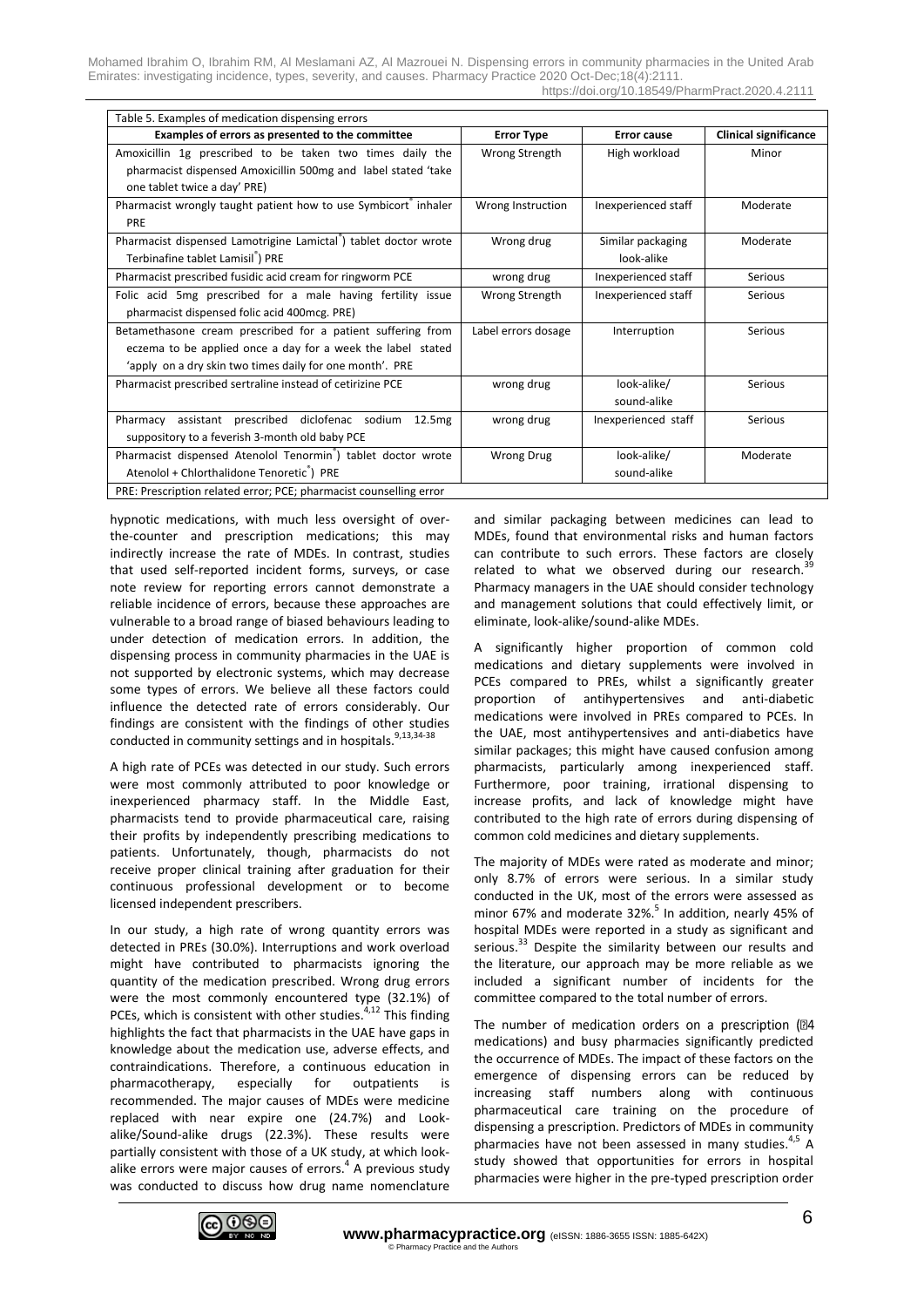Table 5. Examples of medication dispensing errors

| Examples of errors as presented to the committee | Error Type | Error cause | Clinical significance |
|---|---|---|---|
| Amoxicillin 1g prescribed to be taken two times daily the pharmacist dispensed Amoxicillin 500mg and label stated 'take one tablet twice a day' PRE) | Wrong Strength | High workload | Minor |
| Pharmacist wrongly taught patient how to use Symbicort® inhaler PRE | Wrong Instruction | Inexperienced staff | Moderate |
| Pharmacist dispensed Lamotrigine Lamictal®) tablet doctor wrote Terbinafine tablet Lamisil®) PRE | Wrong drug | Similar packaging look-alike | Moderate |
| Pharmacist prescribed fusidic acid cream for ringworm PCE | wrong drug | Inexperienced staff | Serious |
| Folic acid 5mg prescribed for a male having fertility issue pharmacist dispensed folic acid 400mcg. PRE) | Wrong Strength | Inexperienced staff | Serious |
| Betamethasone cream prescribed for a patient suffering from eczema to be applied once a day for a week the label stated 'apply on a dry skin two times daily for one month'. PRE | Label errors dosage | Interruption | Serious |
| Pharmacist prescribed sertraline instead of cetirizine PCE | wrong drug | look-alike/ sound-alike | Serious |
| Pharmacy assistant prescribed diclofenac sodium 12.5mg suppository to a feverish 3-month old baby PCE | wrong drug | Inexperienced staff | Serious |
| Pharmacist dispensed Atenolol Tenormin®) tablet doctor wrote Atenolol + Chlorthalidone Tenoretic®) PRE | Wrong Drug | look-alike/ sound-alike | Moderate |

PRE: Prescription related error; PCE; pharmacist counselling error

hypnotic medications, with much less oversight of over-the-counter and prescription medications; this may indirectly increase the rate of MDEs. In contrast, studies that used self-reported incident forms, surveys, or case note review for reporting errors cannot demonstrate a reliable incidence of errors, because these approaches are vulnerable to a broad range of biased behaviours leading to under detection of medication errors. In addition, the dispensing process in community pharmacies in the UAE is not supported by electronic systems, which may decrease some types of errors. We believe all these factors could influence the detected rate of errors considerably. Our findings are consistent with the findings of other studies conducted in community settings and in hospitals.[9,13,34-38]

A high rate of PCEs was detected in our study. Such errors were most commonly attributed to poor knowledge or inexperienced pharmacy staff. In the Middle East, pharmacists tend to provide pharmaceutical care, raising their profits by independently prescribing medications to patients. Unfortunately, though, pharmacists do not receive proper clinical training after graduation for their continuous professional development or to become licensed independent prescribers.

In our study, a high rate of wrong quantity errors was detected in PREs (30.0%). Interruptions and work overload might have contributed to pharmacists ignoring the quantity of the medication prescribed. Wrong drug errors were the most commonly encountered type (32.1%) of PCEs, which is consistent with other studies.[4,12] This finding highlights the fact that pharmacists in the UAE have gaps in knowledge about the medication use, adverse effects, and contraindications. Therefore, a continuous education in pharmacotherapy, especially for outpatients is recommended. The major causes of MDEs were medicine replaced with near expire one (24.7%) and Look-alike/Sound-alike drugs (22.3%). These results were partially consistent with those of a UK study, at which look-alike errors were major causes of errors.[4] A previous study was conducted to discuss how drug name nomenclature and similar packaging between medicines can lead to MDEs, found that environmental risks and human factors can contribute to such errors. These factors are closely related to what we observed during our research.[39] Pharmacy managers in the UAE should consider technology and management solutions that could effectively limit, or eliminate, look-alike/sound-alike MDEs.

A significantly higher proportion of common cold medications and dietary supplements were involved in PCEs compared to PREs, whilst a significantly greater proportion of antihypertensives and anti-diabetic medications were involved in PREs compared to PCEs. In the UAE, most antihypertensives and anti-diabetics have similar packages; this might have caused confusion among pharmacists, particularly among inexperienced staff. Furthermore, poor training, irrational dispensing to increase profits, and lack of knowledge might have contributed to the high rate of errors during dispensing of common cold medicines and dietary supplements.

The majority of MDEs were rated as moderate and minor; only 8.7% of errors were serious. In a similar study conducted in the UK, most of the errors were assessed as minor 67% and moderate 32%.[5] In addition, nearly 45% of hospital MDEs were reported in a study as significant and serious.[33] Despite the similarity between our results and the literature, our approach may be more reliable as we included a significant number of incidents for the committee compared to the total number of errors.

The number of medication orders on a prescription (≥4 medications) and busy pharmacies significantly predicted the occurrence of MDEs. The impact of these factors on the emergence of dispensing errors can be reduced by increasing staff numbers along with continuous pharmaceutical care training on the procedure of dispensing a prescription. Predictors of MDEs in community pharmacies have not been assessed in many studies.[4,5] A study showed that opportunities for errors in hospital pharmacies were higher in the pre-typed prescription order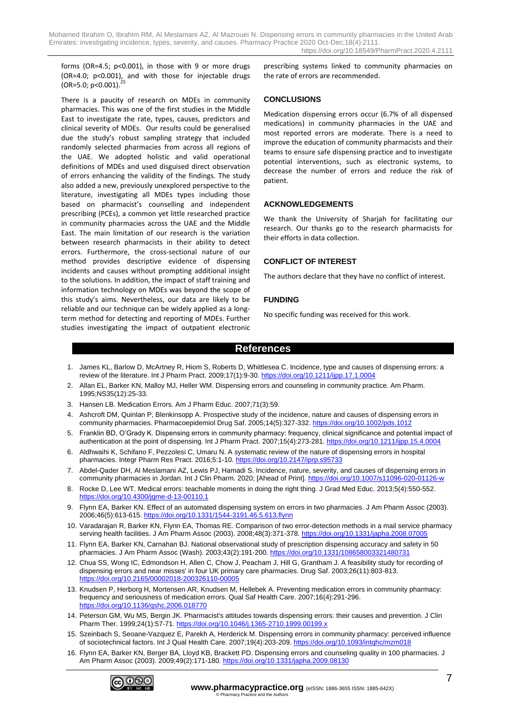forms (OR=4.5; p<0.001), in those with 9 or more drugs (OR=4.0; p<0.001), and with those for injectable drugs (OR=5.0; p<0.001).[25]

There is a paucity of research on MDEs in community pharmacies. This was one of the first studies in the Middle East to investigate the rate, types, causes, predictors and clinical severity of MDEs. Our results could be generalised due the study's robust sampling strategy that included randomly selected pharmacies from across all regions of the UAE. We adopted holistic and valid operational definitions of MDEs and used disguised direct observation of errors enhancing the validity of the findings. The study also added a new, previously unexplored perspective to the literature, investigating all MDEs types including those based on pharmacist's counselling and independent prescribing (PCEs), a common yet little researched practice in community pharmacies across the UAE and the Middle East. The main limitation of our research is the variation between research pharmacists in their ability to detect errors. Furthermore, the cross-sectional nature of our method provides descriptive evidence of dispensing incidents and causes without prompting additional insight to the solutions. In addition, the impact of staff training and information technology on MDEs was beyond the scope of this study's aims. Nevertheless, our data are likely to be reliable and our technique can be widely applied as a long-term method for detecting and reporting of MDEs. Further studies investigating the impact of outpatient electronic prescribing systems linked to community pharmacies on the rate of errors are recommended.

## CONCLUSIONS

Medication dispensing errors occur (6.7% of all dispensed medications) in community pharmacies in the UAE and most reported errors are moderate. There is a need to improve the education of community pharmacists and their teams to ensure safe dispensing practice and to investigate potential interventions, such as electronic systems, to decrease the number of errors and reduce the risk of patient.

## ACKNOWLEDGEMENTS

We thank the University of Sharjah for facilitating our research. Our thanks go to the research pharmacists for their efforts in data collection.

## CONFLICT OF INTEREST

The authors declare that they have no conflict of interest.

## FUNDING

No specific funding was received for this work.

## References

1. James KL, Barlow D, McArtney R, Hiom S, Roberts D, Whittlesea C. Incidence, type and causes of dispensing errors: a review of the literature. Int J Pharm Pract. 2009;17(1):9-30. https://doi.org/10.1211/ijpp.17.1.0004
2. Allan EL, Barker KN, Malloy MJ, Heller WM. Dispensing errors and counseling in community practice. Am Pharm. 1995;NS35(12):25-33.
3. Hansen LB. Medication Errors. Am J Pharm Educ. 2007;71(3):59.
4. Ashcroft DM, Quinlan P, Blenkinsopp A. Prospective study of the incidence, nature and causes of dispensing errors in community pharmacies. Pharmacoepidemiol Drug Saf. 2005;14(5):327-332. https://doi.org/10.1002/pds.1012
5. Franklin BD, O'Grady K. Dispensing errors in community pharmacy: frequency, clinical significance and potential impact of authentication at the point of dispensing. Int J Pharm Pract. 2007;15(4):273-281. https://doi.org/10.1211/ijpp.15.4.0004
6. Aldhwaihi K, Schifano F, Pezzolesi C, Umaru N. A systematic review of the nature of dispensing errors in hospital pharmacies. Integr Pharm Res Pract. 2016;5:1-10. https://doi.org/10.2147/iprp.s95733
7. Abdel-Qader DH, Al Meslamani AZ, Lewis PJ, Hamadi S. Incidence, nature, severity, and causes of dispensing errors in community pharmacies in Jordan. Int J Clin Pharm. 2020; [Ahead of Print]. https://doi.org/10.1007/s11096-020-01126-w
8. Rocke D, Lee WT. Medical errors: teachable moments in doing the right thing. J Grad Med Educ. 2013;5(4):550-552. https://doi.org/10.4300/jgme-d-13-00110.1
9. Flynn EA, Barker KN. Effect of an automated dispensing system on errors in two pharmacies. J Am Pharm Assoc (2003). 2006;46(5):613-615. https://doi.org/10.1331/1544-3191.46.5.613.flynn
10. Varadarajan R, Barker KN, Flynn EA, Thomas RE. Comparison of two error-detection methods in a mail service pharmacy serving health facilities. J Am Pharm Assoc (2003). 2008;48(3):371-378. https://doi.org/10.1331/japha.2008.07005
11. Flynn EA, Barker KN, Carnahan BJ. National observational study of prescription dispensing accuracy and safety in 50 pharmacies. J Am Pharm Assoc (Wash). 2003;43(2):191-200. https://doi.org/10.1331/108658003321480731
12. Chua SS, Wong IC, Edmondson H, Allen C, Chow J, Peacham J, Hill G, Grantham J. A feasibility study for recording of dispensing errors and near misses' in four UK primary care pharmacies. Drug Saf. 2003;26(11):803-813. https://doi.org/10.2165/00002018-200326110-00005
13. Knudsen P, Herborg H, Mortensen AR, Knudsen M, Hellebek A. Preventing medication errors in community pharmacy: frequency and seriousness of medication errors. Qual Saf Health Care. 2007;16(4):291-296. https://doi.org/10.1136/qshc.2006.018770
14. Peterson GM, Wu MS, Bergin JK. Pharmacist's attitudes towards dispensing errors: their causes and prevention. J Clin Pharm Ther. 1999;24(1):57-71. https://doi.org/10.1046/j.1365-2710.1999.00199.x
15. Szeinbach S, Seoane-Vazquez E, Parekh A, Herderick M. Dispensing errors in community pharmacy: perceived influence of sociotechnical factors. Int J Qual Health Care. 2007;19(4):203-209. https://doi.org/10.1093/intqhc/mzm018
16. Flynn EA, Barker KN, Berger BA, Lloyd KB, Brackett PD. Dispensing errors and counseling quality in 100 pharmacies. J Am Pharm Assoc (2003). 2009;49(2):171-180. https://doi.org/10.1331/japha.2009.08130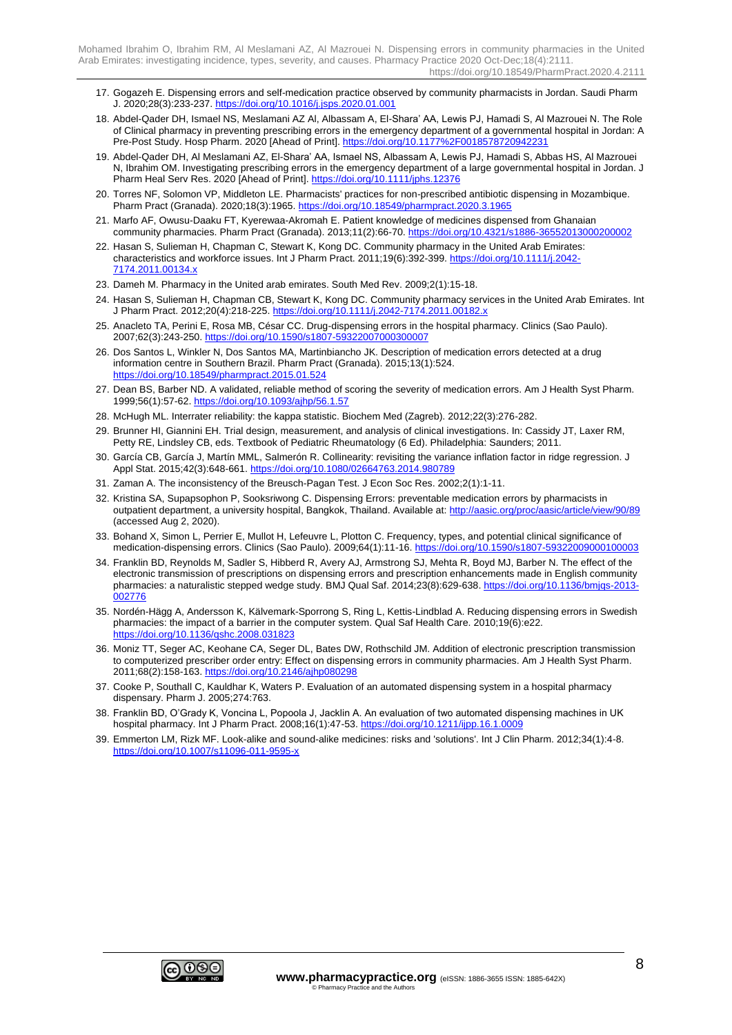17. Gogazeh E. Dispensing errors and self-medication practice observed by community pharmacists in Jordan. Saudi Pharm J. 2020;28(3):233-237. https://doi.org/10.1016/j.jsps.2020.01.001
18. Abdel-Qader DH, Ismael NS, Meslamani AZ Al, Albassam A, El-Shara' AA, Lewis PJ, Hamadi S, Al Mazrouei N. The Role of Clinical pharmacy in preventing prescribing errors in the emergency department of a governmental hospital in Jordan: A Pre-Post Study. Hosp Pharm. 2020 [Ahead of Print]. https://doi.org/10.1177%2F0018578720942231
19. Abdel-Qader DH, Al Meslamani AZ, El-Shara' AA, Ismael NS, Albassam A, Lewis PJ, Hamadi S, Abbas HS, Al Mazrouei N, Ibrahim OM. Investigating prescribing errors in the emergency department of a large governmental hospital in Jordan. J Pharm Heal Serv Res. 2020 [Ahead of Print]. https://doi.org/10.1111/jphs.12376
20. Torres NF, Solomon VP, Middleton LE. Pharmacists' practices for non-prescribed antibiotic dispensing in Mozambique. Pharm Pract (Granada). 2020;18(3):1965. https://doi.org/10.18549/pharmpract.2020.3.1965
21. Marfo AF, Owusu-Daaku FT, Kyerewaa-Akromah E. Patient knowledge of medicines dispensed from Ghanaian community pharmacies. Pharm Pract (Granada). 2013;11(2):66-70. https://doi.org/10.4321/s1886-36552013000200002
22. Hasan S, Sulieman H, Chapman C, Stewart K, Kong DC. Community pharmacy in the United Arab Emirates: characteristics and workforce issues. Int J Pharm Pract. 2011;19(6):392-399. https://doi.org/10.1111/j.2042-7174.2011.00134.x
23. Dameh M. Pharmacy in the United arab emirates. South Med Rev. 2009;2(1):15-18.
24. Hasan S, Sulieman H, Chapman CB, Stewart K, Kong DC. Community pharmacy services in the United Arab Emirates. Int J Pharm Pract. 2012;20(4):218-225. https://doi.org/10.1111/j.2042-7174.2011.00182.x
25. Anacleto TA, Perini E, Rosa MB, César CC. Drug-dispensing errors in the hospital pharmacy. Clinics (Sao Paulo). 2007;62(3):243-250. https://doi.org/10.1590/s1807-59322007000300007
26. Dos Santos L, Winkler N, Dos Santos MA, Martinbiancho JK. Description of medication errors detected at a drug information centre in Southern Brazil. Pharm Pract (Granada). 2015;13(1):524. https://doi.org/10.18549/pharmpract.2015.01.524
27. Dean BS, Barber ND. A validated, reliable method of scoring the severity of medication errors. Am J Health Syst Pharm. 1999;56(1):57-62. https://doi.org/10.1093/ajhp/56.1.57
28. McHugh ML. Interrater reliability: the kappa statistic. Biochem Med (Zagreb). 2012;22(3):276-282.
29. Brunner HI, Giannini EH. Trial design, measurement, and analysis of clinical investigations. In: Cassidy JT, Laxer RM, Petty RE, Lindsley CB, eds. Textbook of Pediatric Rheumatology (6 Ed). Philadelphia: Saunders; 2011.
30. García CB, García J, Martín MML, Salmerón R. Collinearity: revisiting the variance inflation factor in ridge regression. J Appl Stat. 2015;42(3):648-661. https://doi.org/10.1080/02664763.2014.980789
31. Zaman A. The inconsistency of the Breusch-Pagan Test. J Econ Soc Res. 2002;2(1):1-11.
32. Kristina SA, Supapsophon P, Sooksriwong C. Dispensing Errors: preventable medication errors by pharmacists in outpatient department, a university hospital, Bangkok, Thailand. Available at: http://aasic.org/proc/aasic/article/view/90/89 (accessed Aug 2, 2020).
33. Bohand X, Simon L, Perrier E, Mullot H, Lefeuvre L, Plotton C. Frequency, types, and potential clinical significance of medication-dispensing errors. Clinics (Sao Paulo). 2009;64(1):11-16. https://doi.org/10.1590/s1807-59322009000100003
34. Franklin BD, Reynolds M, Sadler S, Hibberd R, Avery AJ, Armstrong SJ, Mehta R, Boyd MJ, Barber N. The effect of the electronic transmission of prescriptions on dispensing errors and prescription enhancements made in English community pharmacies: a naturalistic stepped wedge study. BMJ Qual Saf. 2014;23(8):629-638. https://doi.org/10.1136/bmjqs-2013-002776
35. Nordén-Hägg A, Andersson K, Kälvemark-Sporrong S, Ring L, Kettis-Lindblad A. Reducing dispensing errors in Swedish pharmacies: the impact of a barrier in the computer system. Qual Saf Health Care. 2010;19(6):e22. https://doi.org/10.1136/qshc.2008.031823
36. Moniz TT, Seger AC, Keohane CA, Seger DL, Bates DW, Rothschild JM. Addition of electronic prescription transmission to computerized prescriber order entry: Effect on dispensing errors in community pharmacies. Am J Health Syst Pharm. 2011;68(2):158-163. https://doi.org/10.2146/ajhp080298
37. Cooke P, Southall C, Kauldhar K, Waters P. Evaluation of an automated dispensing system in a hospital pharmacy dispensary. Pharm J. 2005;274:763.
38. Franklin BD, O'Grady K, Voncina L, Popoola J, Jacklin A. An evaluation of two automated dispensing machines in UK hospital pharmacy. Int J Pharm Pract. 2008;16(1):47-53. https://doi.org/10.1211/ijpp.16.1.0009
39. Emmerton LM, Rizk MF. Look-alike and sound-alike medicines: risks and 'solutions'. Int J Clin Pharm. 2012;34(1):4-8. https://doi.org/10.1007/s11096-011-9595-x